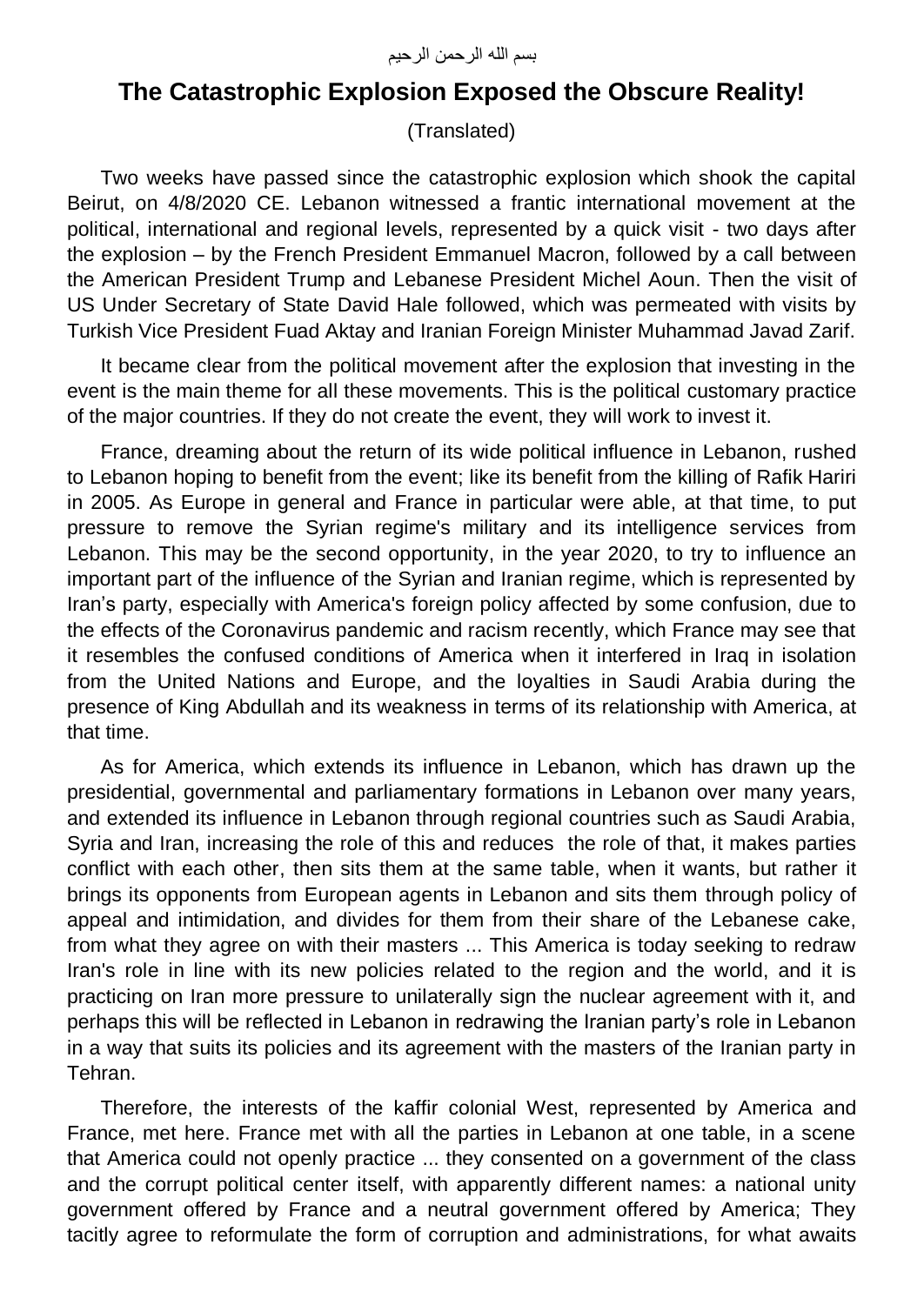بسم الله الرحمن الرحيم

# The Catastrophic Explosion Exposed the Obscure Reality!

(Translated)

Two weeks have passed since the catastrophic explosion which shook the capital Beirut, on 4/8/2020 CE. Lebanon witnessed a frantic international movement at the political, international and regional levels, represented by a quick visit - two days after the explosion – by the French President Emmanuel Macron, followed by a call between the American President Trump and Lebanese President Michel Aoun. Then the visit of US Under Secretary of State David Hale followed, which was permeated with visits by Turkish Vice President Fuad Aktay and Iranian Foreign Minister Muhammad Javad Zarif.

It became clear from the political movement after the explosion that investing in the event is the main theme for all these movements. This is the political customary practice of the major countries. If they do not create the event, they will work to invest it.

France, dreaming about the return of its wide political influence in Lebanon, rushed to Lebanon hoping to benefit from the event; like its benefit from the killing of Rafik Hariri in 2005. As Europe in general and France in particular were able, at that time, to put pressure to remove the Syrian regime's military and its intelligence services from Lebanon. This may be the second opportunity, in the year 2020, to try to influence an important part of the influence of the Syrian and Iranian regime, which is represented by Iran's party, especially with America's foreign policy affected by some confusion, due to the effects of the Coronavirus pandemic and racism recently, which France may see that it resembles the confused conditions of America when it interfered in Iraq in isolation from the United Nations and Europe, and the loyalties in Saudi Arabia during the presence of King Abdullah and its weakness in terms of its relationship with America, at that time.

As for America, which extends its influence in Lebanon, which has drawn up the presidential, governmental and parliamentary formations in Lebanon over many years, and extended its influence in Lebanon through regional countries such as Saudi Arabia, Syria and Iran, increasing the role of this and reduces the role of that, it makes parties conflict with each other, then sits them at the same table, when it wants, but rather it brings its opponents from European agents in Lebanon and sits them through policy of appeal and intimidation, and divides for them from their share of the Lebanese cake, from what they agree on with their masters ... This America is today seeking to redraw Iran's role in line with its new policies related to the region and the world, and it is practicing on Iran more pressure to unilaterally sign the nuclear agreement with it, and perhaps this will be reflected in Lebanon in redrawing the Iranian party's role in Lebanon in a way that suits its policies and its agreement with the masters of the Iranian party in Tehran.

Therefore, the interests of the kaffir colonial West, represented by America and France, met here. France met with all the parties in Lebanon at one table, in a scene that America could not openly practice ... they consented on a government of the class and the corrupt political center itself, with apparently different names: a national unity government offered by France and a neutral government offered by America; They tacitly agree to reformulate the form of corruption and administrations, for what awaits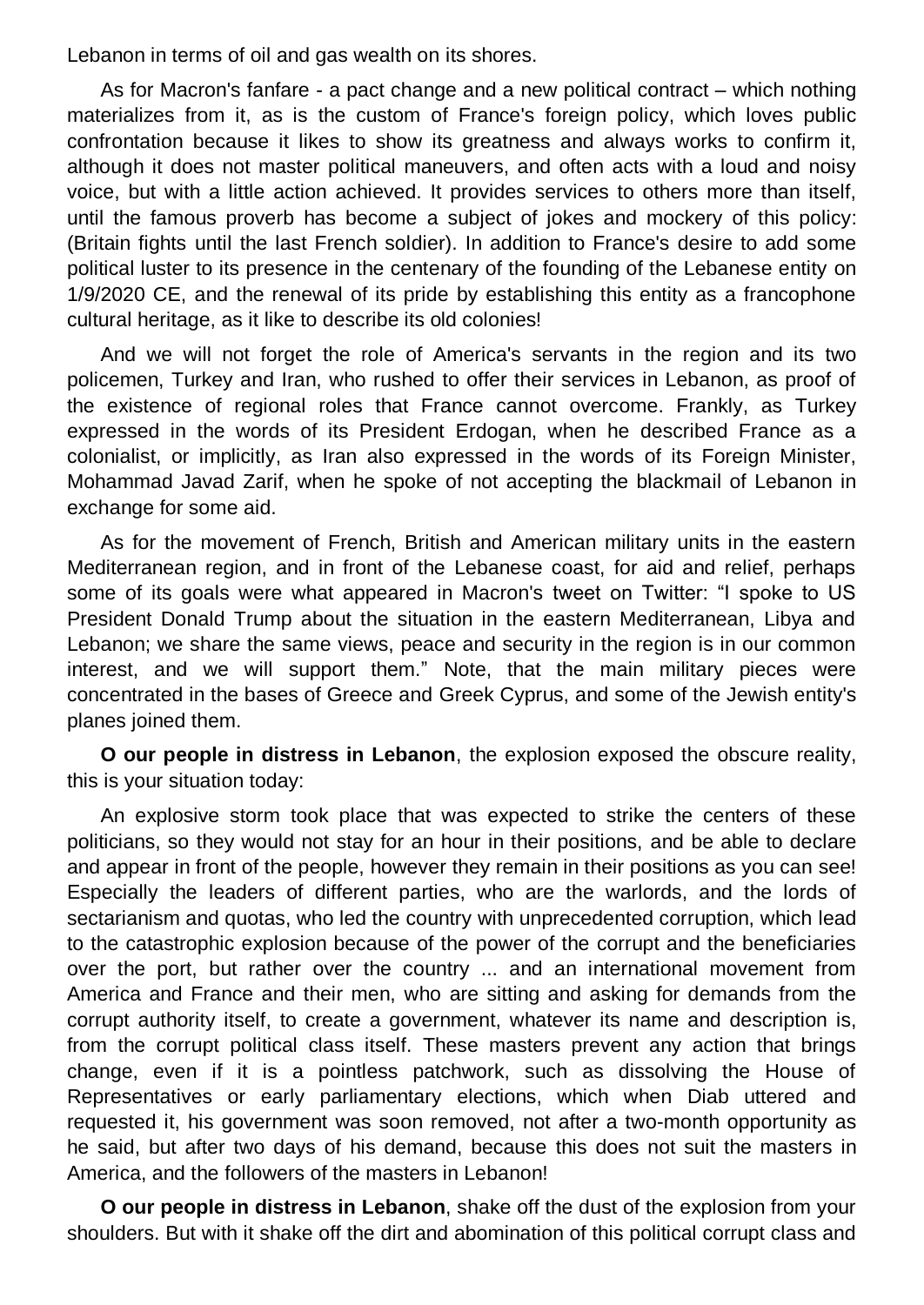Lebanon in terms of oil and gas wealth on its shores.

As for Macron's fanfare - a pact change and a new political contract – which nothing materializes from it, as is the custom of France's foreign policy, which loves public confrontation because it likes to show its greatness and always works to confirm it, although it does not master political maneuvers, and often acts with a loud and noisy voice, but with a little action achieved. It provides services to others more than itself, until the famous proverb has become a subject of jokes and mockery of this policy: (Britain fights until the last French soldier). In addition to France's desire to add some political luster to its presence in the centenary of the founding of the Lebanese entity on 1/9/2020 CE, and the renewal of its pride by establishing this entity as a francophone cultural heritage, as it like to describe its old colonies!

And we will not forget the role of America's servants in the region and its two policemen, Turkey and Iran, who rushed to offer their services in Lebanon, as proof of the existence of regional roles that France cannot overcome. Frankly, as Turkey expressed in the words of its President Erdogan, when he described France as a colonialist, or implicitly, as Iran also expressed in the words of its Foreign Minister, Mohammad Javad Zarif, when he spoke of not accepting the blackmail of Lebanon in exchange for some aid.

As for the movement of French, British and American military units in the eastern Mediterranean region, and in front of the Lebanese coast, for aid and relief, perhaps some of its goals were what appeared in Macron's tweet on Twitter: "I spoke to US President Donald Trump about the situation in the eastern Mediterranean, Libya and Lebanon; we share the same views, peace and security in the region is in our common interest, and we will support them." Note, that the main military pieces were concentrated in the bases of Greece and Greek Cyprus, and some of the Jewish entity's planes joined them.

**O our people in distress in Lebanon**, the explosion exposed the obscure reality, this is your situation today:

An explosive storm took place that was expected to strike the centers of these politicians, so they would not stay for an hour in their positions, and be able to declare and appear in front of the people, however they remain in their positions as you can see! Especially the leaders of different parties, who are the warlords, and the lords of sectarianism and quotas, who led the country with unprecedented corruption, which lead to the catastrophic explosion because of the power of the corrupt and the beneficiaries over the port, but rather over the country ... and an international movement from America and France and their men, who are sitting and asking for demands from the corrupt authority itself, to create a government, whatever its name and description is, from the corrupt political class itself. These masters prevent any action that brings change, even if it is a pointless patchwork, such as dissolving the House of Representatives or early parliamentary elections, which when Diab uttered and requested it, his government was soon removed, not after a two-month opportunity as he said, but after two days of his demand, because this does not suit the masters in America, and the followers of the masters in Lebanon!

**O our people in distress in Lebanon**, shake off the dust of the explosion from your shoulders. But with it shake off the dirt and abomination of this political corrupt class and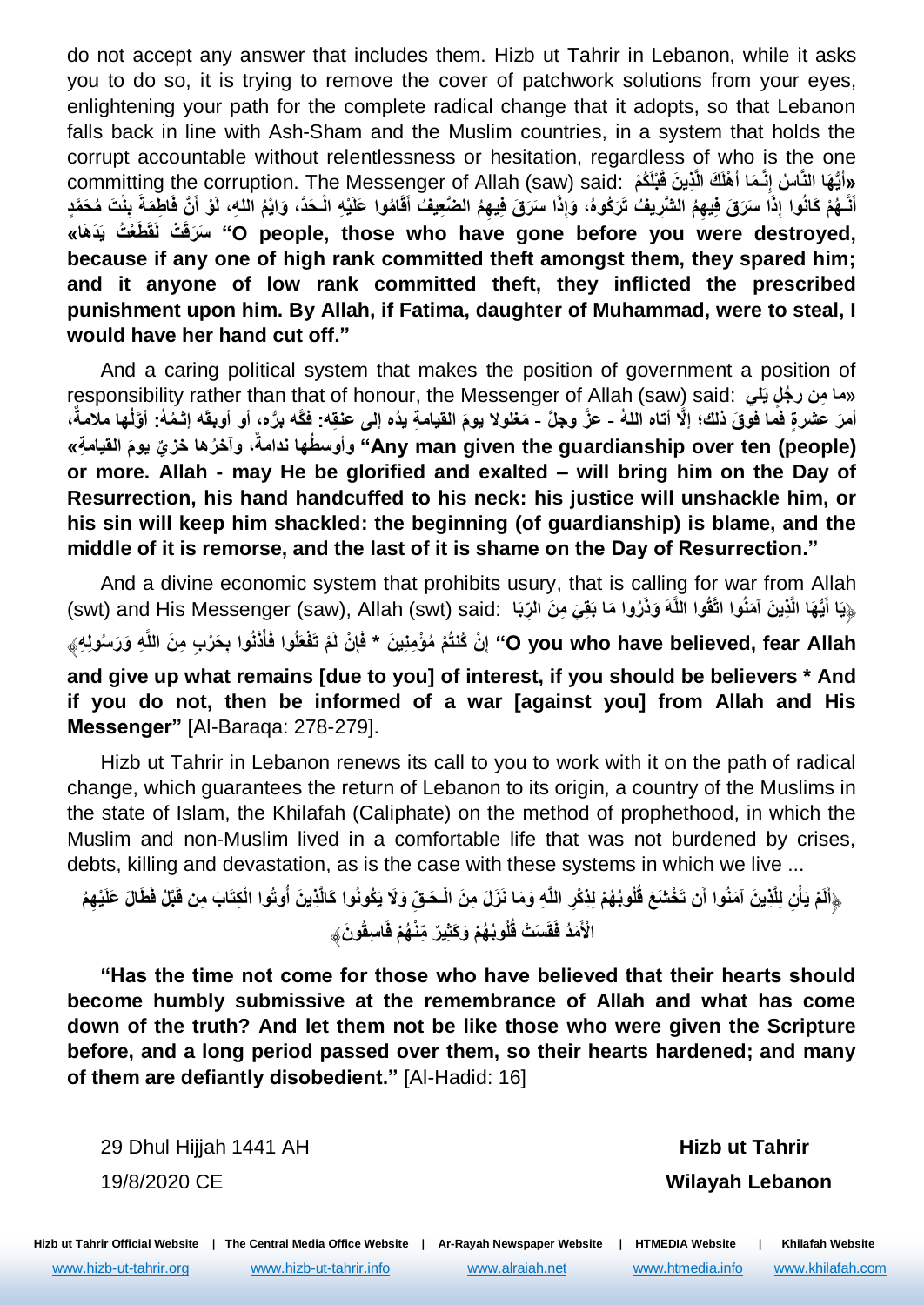do not accept any answer that includes them. Hizb ut Tahrir in Lebanon, while it asks you to do so, it is trying to remove the cover of patchwork solutions from your eyes, enlightening your path for the complete radical change that it adopts, so that Lebanon falls back in line with Ash-Sham and the Muslim countries, in a system that holds the corrupt accountable without relentlessness or hesitation, regardless of who is the one committing the corruption. The Messenger of Allah (saw) said: «أَيُّهَا النَّاسُ إِنَّـمَا أَهْلَكَ الَّذِينَ قَبْلَكُمْ أَنَّـهُمْ كَانُوا إِذَا سَرَقَ فِيهِمُ الشَّرِيفُ تَرَكُوهُ، وَإِذَا سَرَقَ فِيهِمُ الضَّعِيفُ أَقَامُوا عَلَيْهِ الْـحَدَّ، وَايْمُ اللهِ، لَوْ أَنَّ فَاطِمَةَ بِنْتَ مُحَمَّدٍ سَرَقَتْ لَقَطَعْتُ يَدَهَا» **"O people, those who have gone before you were destroyed, because if any one of high rank committed theft amongst them, they spared him; and it anyone of low rank committed theft, they inflicted the prescribed punishment upon him. By Allah, if Fatima, daughter of Muhammad, were to steal, I would have her hand cut off."**

And a caring political system that makes the position of government a position of responsibility rather than that of honour, the Messenger of Allah (saw) said: «ما مِن رجُلٍ يَلي أمرَ عشرةٍ فما فوقَ ذلك؛ إلَّا أتاه اللهُ - عزَّ وجلَّ - مَغلولًا يومَ القيامةِ يدُه إلى عنقِه: فكَّه برُّه، أو أوبقَه إثمُهُ: أوَّلُها ملامةٌ، وأوسطُها ندامةٌ، وآخرُها خزيٌ يومَ القيامةِ» **"Any man given the guardianship over ten (people) or more. Allah - may He be glorified and exalted – will bring him on the Day of Resurrection, his hand handcuffed to his neck: his justice will unshackle him, or his sin will keep him shackled: the beginning (of guardianship) is blame, and the middle of it is remorse, and the last of it is shame on the Day of Resurrection."**

And a divine economic system that prohibits usury, that is calling for war from Allah (swt) and His Messenger (saw), Allah (swt) said: ﴿يَا أَيُّهَا الَّذِينَ آمَنُوا اتَّقُوا اللَّهَ وَذَرُوا مَا بَقِيَ مِنَ الرِّبَا إِنْ كُنْتُمْ مُؤْمِنِينَ * فَإِنْ لَمْ تَفْعَلُوا فَأْذَنُوا بِحَرْبٍ مِنَ اللَّهِ وَرَسُولِهِ﴾ **"O you who have believed, fear Allah and give up what remains [due to you] of interest, if you should be believers * And if you do not, then be informed of a war [against you] from Allah and His Messenger"** [Al-Baraqa: 278-279].

Hizb ut Tahrir in Lebanon renews its call to you to work with it on the path of radical change, which guarantees the return of Lebanon to its origin, a country of the Muslims in the state of Islam, the Khilafah (Caliphate) on the method of prophethood, in which the Muslim and non-Muslim lived in a comfortable life that was not burdened by crises, debts, killing and devastation, as is the case with these systems in which we live ...

﴿أَلَمْ يَأْنِ لِلَّذِينَ آمَنُوا أَن تَخْشَعَ قُلُوبُهُمْ لِذِكْرِ اللَّهِ وَمَا نَزَلَ مِنَ الْـحَقِّ وَلَا يَكُونُوا كَالَّذِينَ أُوتُوا الْكِتَابَ مِن قَبْلُ فَطَالَ عَلَيْهِمُ الْأَمَدُ فَقَسَتْ قُلُوبُهُمْ وَكَثِيرٌ مِّنْهُمْ فَاسِقُونَ﴾

**"Has the time not come for those who have believed that their hearts should become humbly submissive at the remembrance of Allah and what has come down of the truth? And let them not be like those who were given the Scripture before, and a long period passed over them, so their hearts hardened; and many of them are defiantly disobedient."** [Al-Hadid: 16]

29 Dhul Hijjah 1441 AH — **Hizb ut Tahrir**

19/8/2020 CE — **Wilayah Lebanon**

Hizb ut Tahrir Official Website | The Central Media Office Website | Ar-Rayah Newspaper Website | HTMEDIA Website | Khilafah Website

www.hizb-ut-tahrir.org | www.hizb-ut-tahrir.info | www.alraiah.net | www.htmedia.info | www.khilafah.com